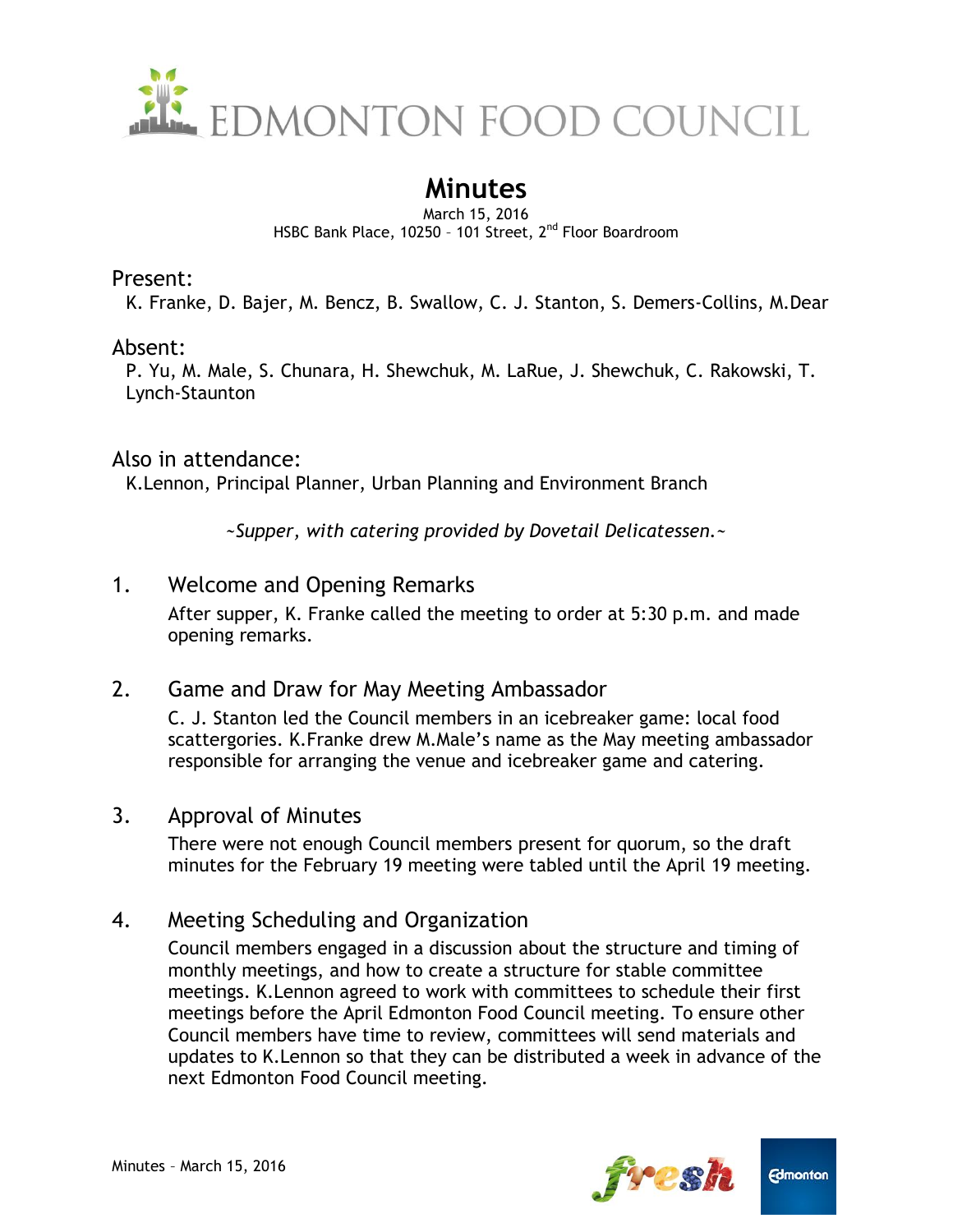# EDMONTON FOOD COUNCIL

## Minutes

March 15, 2016
HSBC Bank Place, 10250 – 101 Street, 2nd Floor Boardroom

### Present:

K. Franke, D. Bajer, M. Bencz, B. Swallow, C. J. Stanton, S. Demers-Collins, M.Dear

### Absent:

P. Yu, M. Male, S. Chunara, H. Shewchuk, M. LaRue, J. Shewchuk, C. Rakowski, T. Lynch-Staunton

### Also in attendance:

K.Lennon, Principal Planner, Urban Planning and Environment Branch

*~Supper, with catering provided by Dovetail Delicatessen.~*

### 1. Welcome and Opening Remarks

After supper, K. Franke called the meeting to order at 5:30 p.m. and made opening remarks.

### 2. Game and Draw for May Meeting Ambassador

C. J. Stanton led the Council members in an icebreaker game: local food scattergories. K.Franke drew M.Male's name as the May meeting ambassador responsible for arranging the venue and icebreaker game and catering.

### 3. Approval of Minutes

There were not enough Council members present for quorum, so the draft minutes for the February 19 meeting were tabled until the April 19 meeting.

### 4. Meeting Scheduling and Organization

Council members engaged in a discussion about the structure and timing of monthly meetings, and how to create a structure for stable committee meetings. K.Lennon agreed to work with committees to schedule their first meetings before the April Edmonton Food Council meeting. To ensure other Council members have time to review, committees will send materials and updates to K.Lennon so that they can be distributed a week in advance of the next Edmonton Food Council meeting.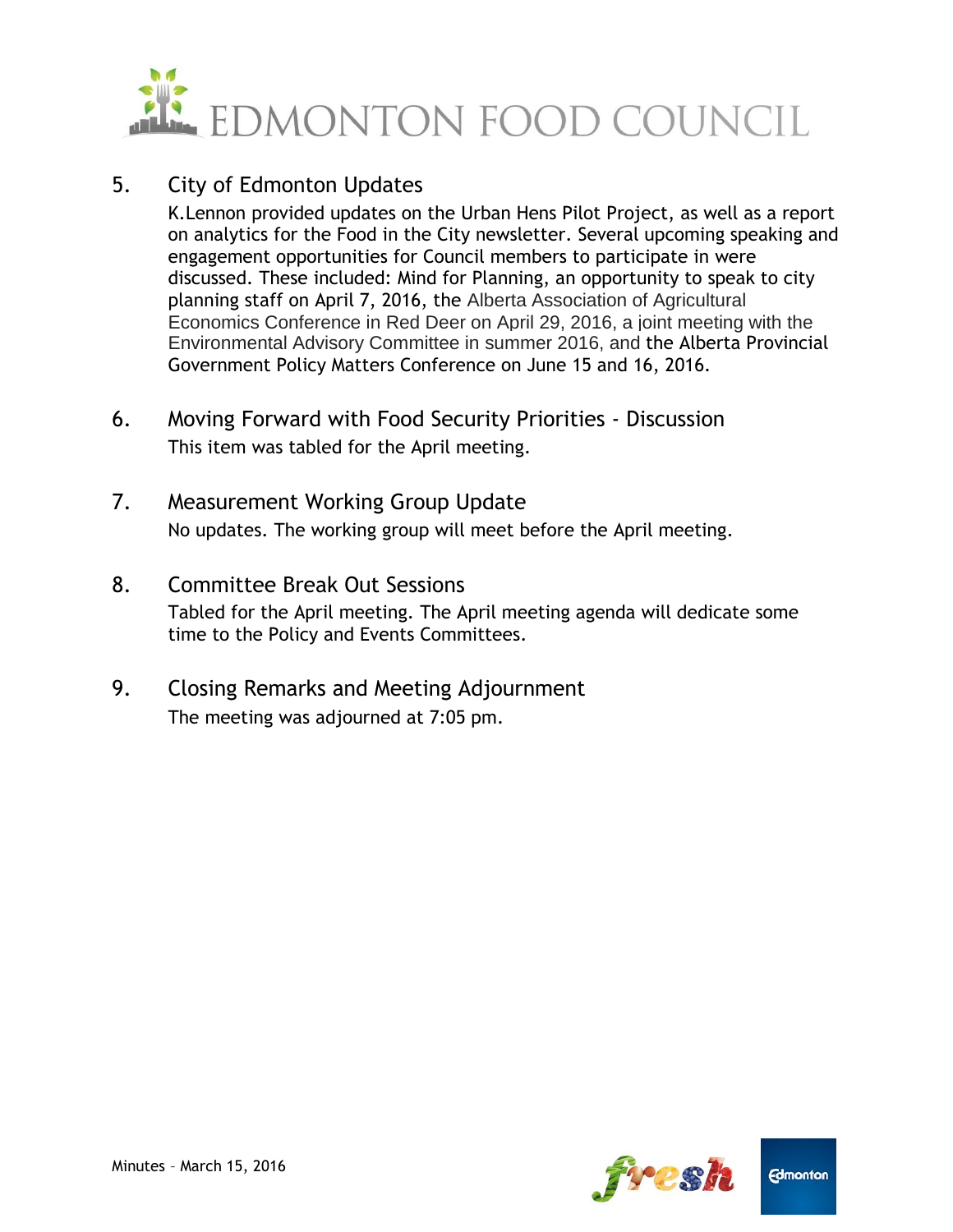## 5. City of Edmonton Updates

K.Lennon provided updates on the Urban Hens Pilot Project, as well as a report on analytics for the Food in the City newsletter. Several upcoming speaking and engagement opportunities for Council members to participate in were discussed. These included: Mind for Planning, an opportunity to speak to city planning staff on April 7, 2016, the Alberta Association of Agricultural Economics Conference in Red Deer on April 29, 2016, a joint meeting with the Environmental Advisory Committee in summer 2016, and the Alberta Provincial Government Policy Matters Conference on June 15 and 16, 2016.

## 6. Moving Forward with Food Security Priorities - Discussion

This item was tabled for the April meeting.

## 7. Measurement Working Group Update

No updates. The working group will meet before the April meeting.

## 8. Committee Break Out Sessions

Tabled for the April meeting. The April meeting agenda will dedicate some time to the Policy and Events Committees.

## 9. Closing Remarks and Meeting Adjournment

The meeting was adjourned at 7:05 pm.